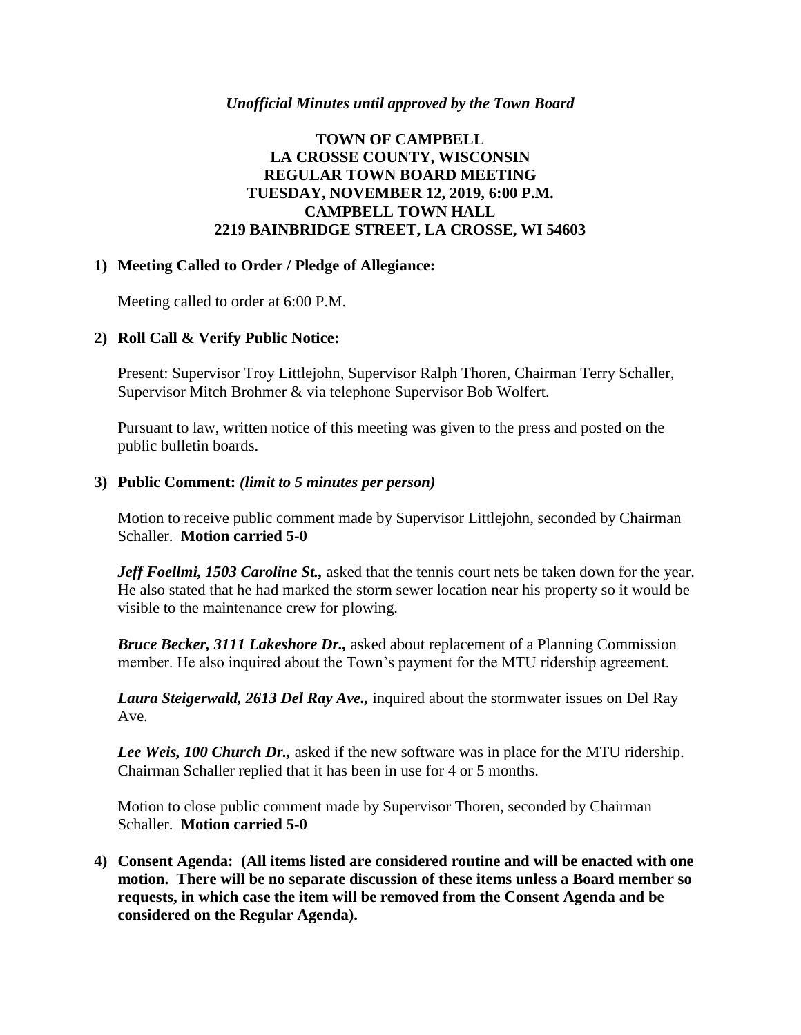*Unofficial Minutes until approved by the Town Board*

**TOWN OF CAMPBELL**
**LA CROSSE COUNTY, WISCONSIN**
**REGULAR TOWN BOARD MEETING**
**TUESDAY, NOVEMBER 12, 2019, 6:00 P.M.**
**CAMPBELL TOWN HALL**
**2219 BAINBRIDGE STREET, LA CROSSE, WI 54603**

**1) Meeting Called to Order / Pledge of Allegiance:**

Meeting called to order at 6:00 P.M.

**2) Roll Call & Verify Public Notice:**

Present: Supervisor Troy Littlejohn, Supervisor Ralph Thoren, Chairman Terry Schaller, Supervisor Mitch Brohmer & via telephone Supervisor Bob Wolfert.

Pursuant to law, written notice of this meeting was given to the press and posted on the public bulletin boards.

**3) Public Comment:** *(limit to 5 minutes per person)*

Motion to receive public comment made by Supervisor Littlejohn, seconded by Chairman Schaller. **Motion carried 5-0**

***Jeff Foellmi, 1503 Caroline St.,*** asked that the tennis court nets be taken down for the year. He also stated that he had marked the storm sewer location near his property so it would be visible to the maintenance crew for plowing.

***Bruce Becker, 3111 Lakeshore Dr.,*** asked about replacement of a Planning Commission member. He also inquired about the Town's payment for the MTU ridership agreement.

***Laura Steigerwald, 2613 Del Ray Ave.,*** inquired about the stormwater issues on Del Ray Ave.

***Lee Weis, 100 Church Dr.,*** asked if the new software was in place for the MTU ridership. Chairman Schaller replied that it has been in use for 4 or 5 months.

Motion to close public comment made by Supervisor Thoren, seconded by Chairman Schaller. **Motion carried 5-0**

**4) Consent Agenda: (All items listed are considered routine and will be enacted with one motion. There will be no separate discussion of these items unless a Board member so requests, in which case the item will be removed from the Consent Agenda and be considered on the Regular Agenda).**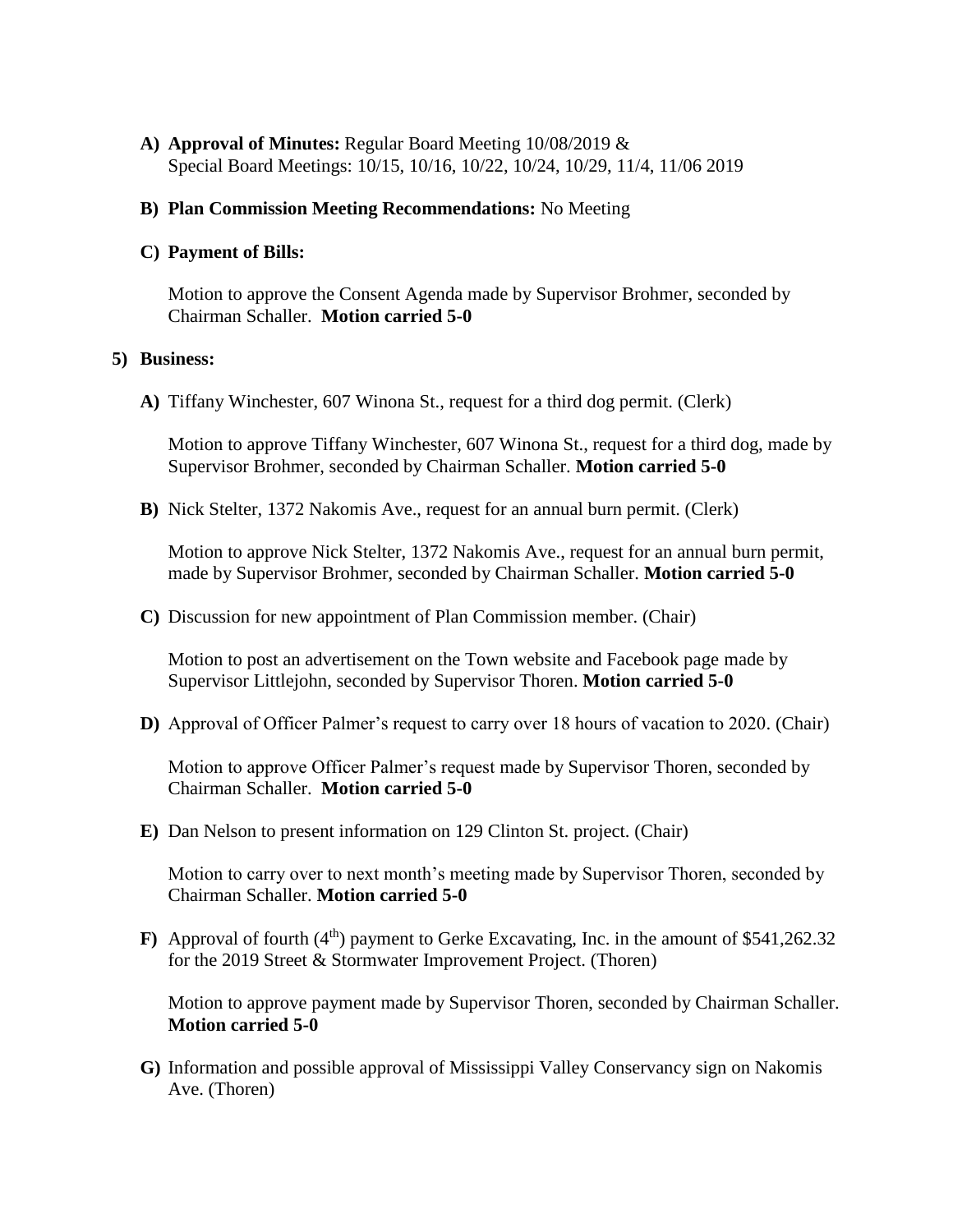**A) Approval of Minutes:** Regular Board Meeting 10/08/2019 &
Special Board Meetings: 10/15, 10/16, 10/22, 10/24, 10/29, 11/4, 11/06 2019

**B) Plan Commission Meeting Recommendations:** No Meeting

**C) Payment of Bills:**

Motion to approve the Consent Agenda made by Supervisor Brohmer, seconded by Chairman Schaller. **Motion carried 5-0**

**5) Business:**

**A)** Tiffany Winchester, 607 Winona St., request for a third dog permit. (Clerk)

Motion to approve Tiffany Winchester, 607 Winona St., request for a third dog, made by Supervisor Brohmer, seconded by Chairman Schaller. **Motion carried 5-0**

**B)** Nick Stelter, 1372 Nakomis Ave., request for an annual burn permit. (Clerk)

Motion to approve Nick Stelter, 1372 Nakomis Ave., request for an annual burn permit, made by Supervisor Brohmer, seconded by Chairman Schaller. **Motion carried 5-0**

**C)** Discussion for new appointment of Plan Commission member. (Chair)

Motion to post an advertisement on the Town website and Facebook page made by Supervisor Littlejohn, seconded by Supervisor Thoren. **Motion carried 5-0**

**D)** Approval of Officer Palmer's request to carry over 18 hours of vacation to 2020. (Chair)

Motion to approve Officer Palmer's request made by Supervisor Thoren, seconded by Chairman Schaller. **Motion carried 5-0**

**E)** Dan Nelson to present information on 129 Clinton St. project. (Chair)

Motion to carry over to next month's meeting made by Supervisor Thoren, seconded by Chairman Schaller. **Motion carried 5-0**

**F)** Approval of fourth (4th) payment to Gerke Excavating, Inc. in the amount of $541,262.32 for the 2019 Street & Stormwater Improvement Project. (Thoren)

Motion to approve payment made by Supervisor Thoren, seconded by Chairman Schaller. **Motion carried 5-0**

**G)** Information and possible approval of Mississippi Valley Conservancy sign on Nakomis Ave. (Thoren)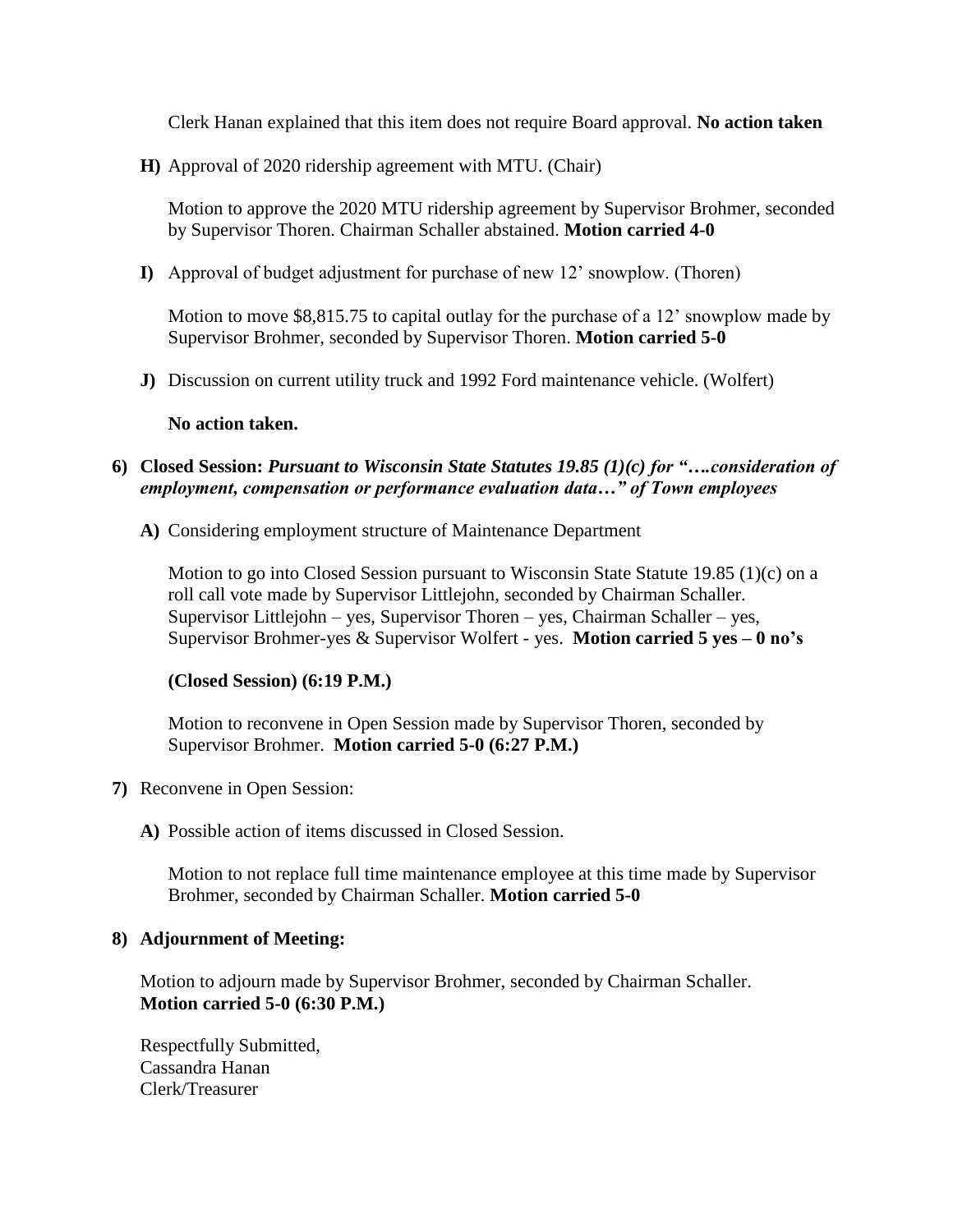Clerk Hanan explained that this item does not require Board approval. **No action taken**

**H)** Approval of 2020 ridership agreement with MTU. (Chair)

Motion to approve the 2020 MTU ridership agreement by Supervisor Brohmer, seconded by Supervisor Thoren. Chairman Schaller abstained. **Motion carried 4-0**

**I)** Approval of budget adjustment for purchase of new 12' snowplow. (Thoren)

Motion to move $8,815.75 to capital outlay for the purchase of a 12' snowplow made by Supervisor Brohmer, seconded by Supervisor Thoren. **Motion carried 5-0**

**J)** Discussion on current utility truck and 1992 Ford maintenance vehicle. (Wolfert)

**No action taken.**

**6) Closed Session:** ***Pursuant to Wisconsin State Statutes 19.85 (1)(c) for "….consideration of employment, compensation or performance evaluation data…" of Town employees***

**A)** Considering employment structure of Maintenance Department

Motion to go into Closed Session pursuant to Wisconsin State Statute 19.85 (1)(c) on a roll call vote made by Supervisor Littlejohn, seconded by Chairman Schaller. Supervisor Littlejohn – yes, Supervisor Thoren – yes, Chairman Schaller – yes, Supervisor Brohmer-yes & Supervisor Wolfert - yes. **Motion carried 5 yes – 0 no's**

**(Closed Session) (6:19 P.M.)**

Motion to reconvene in Open Session made by Supervisor Thoren, seconded by Supervisor Brohmer. **Motion carried 5-0 (6:27 P.M.)**

**7)** Reconvene in Open Session:

**A)** Possible action of items discussed in Closed Session.

Motion to not replace full time maintenance employee at this time made by Supervisor Brohmer, seconded by Chairman Schaller. **Motion carried 5-0**

**8) Adjournment of Meeting:**

Motion to adjourn made by Supervisor Brohmer, seconded by Chairman Schaller. **Motion carried 5-0 (6:30 P.M.)**

Respectfully Submitted,
Cassandra Hanan
Clerk/Treasurer